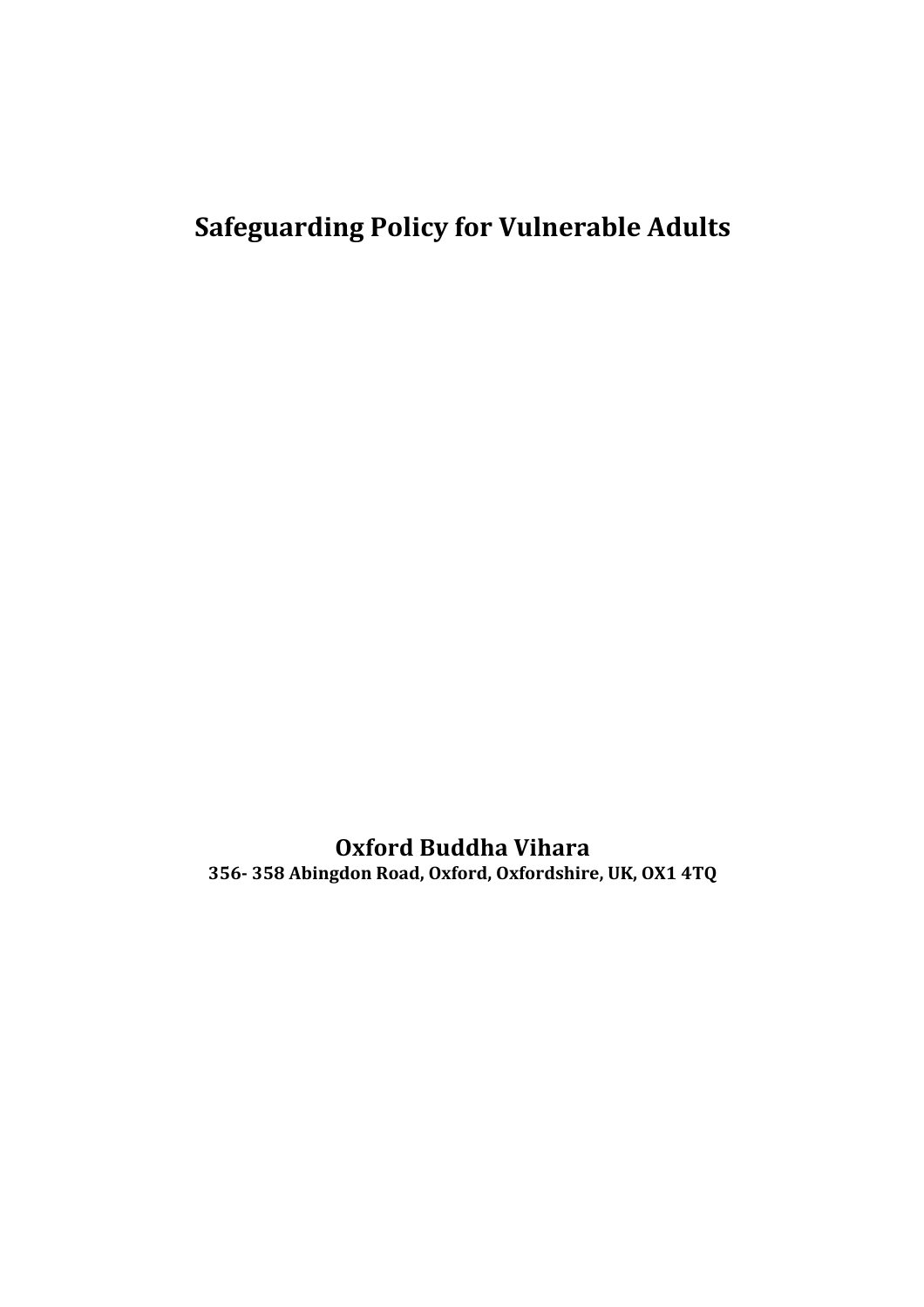# Safeguarding Policy for Vulnerable Adults

**Oxford Buddha Vihara**

**356- 358 Abingdon Road, Oxford, Oxfordshire, UK, OX1 4TQ**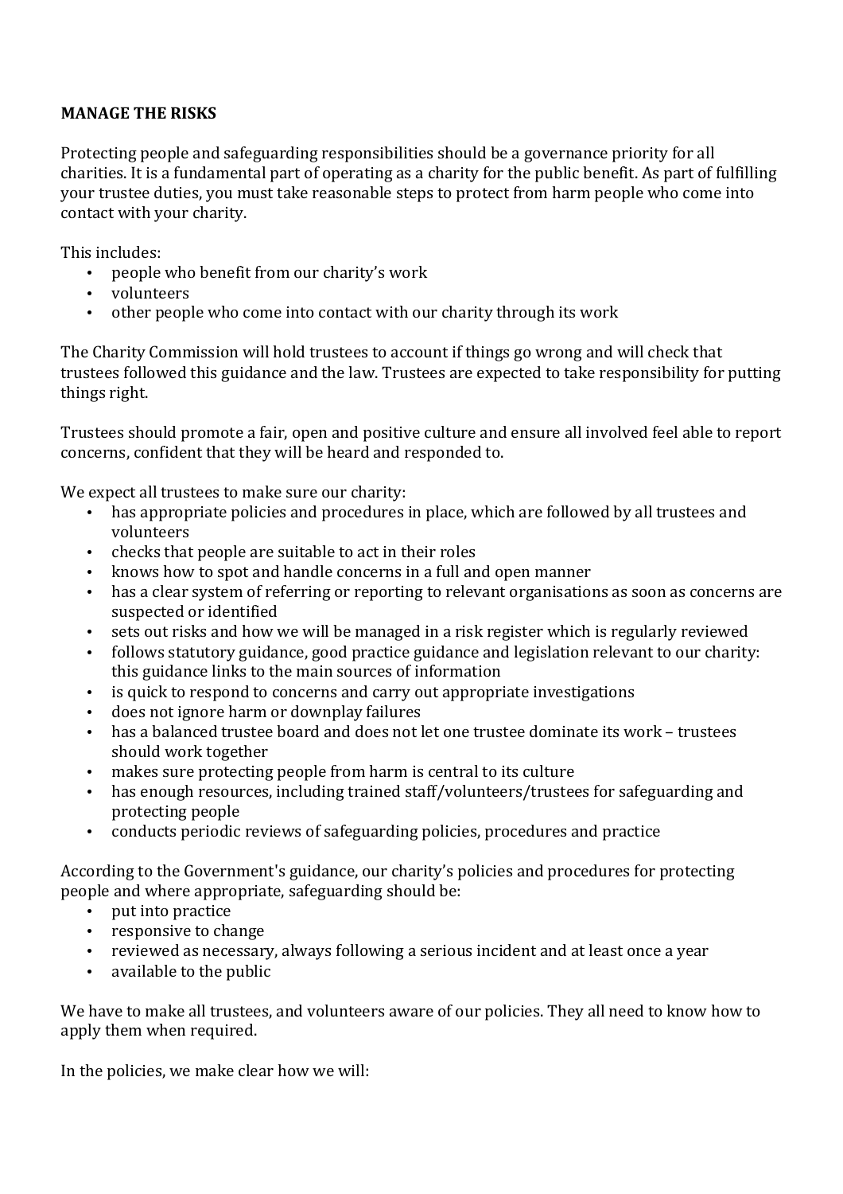**MANAGE THE RISKS**

Protecting people and safeguarding responsibilities should be a governance priority for all charities. It is a fundamental part of operating as a charity for the public benefit. As part of fulfilling your trustee duties, you must take reasonable steps to protect from harm people who come into contact with your charity.

This includes:

- people who benefit from our charity's work
- volunteers
- other people who come into contact with our charity through its work

The Charity Commission will hold trustees to account if things go wrong and will check that trustees followed this guidance and the law. Trustees are expected to take responsibility for putting things right.

Trustees should promote a fair, open and positive culture and ensure all involved feel able to report concerns, confident that they will be heard and responded to.

We expect all trustees to make sure our charity:

- has appropriate policies and procedures in place, which are followed by all trustees and volunteers
- checks that people are suitable to act in their roles
- knows how to spot and handle concerns in a full and open manner
- has a clear system of referring or reporting to relevant organisations as soon as concerns are suspected or identified
- sets out risks and how we will be managed in a risk register which is regularly reviewed
- follows statutory guidance, good practice guidance and legislation relevant to our charity: this guidance links to the main sources of information
- is quick to respond to concerns and carry out appropriate investigations
- does not ignore harm or downplay failures
- has a balanced trustee board and does not let one trustee dominate its work – trustees should work together
- makes sure protecting people from harm is central to its culture
- has enough resources, including trained staff/volunteers/trustees for safeguarding and protecting people
- conducts periodic reviews of safeguarding policies, procedures and practice

According to the Government's guidance, our charity's policies and procedures for protecting people and where appropriate, safeguarding should be:

- put into practice
- responsive to change
- reviewed as necessary, always following a serious incident and at least once a year
- available to the public

We have to make all trustees, and volunteers aware of our policies. They all need to know how to apply them when required.

In the policies, we make clear how we will: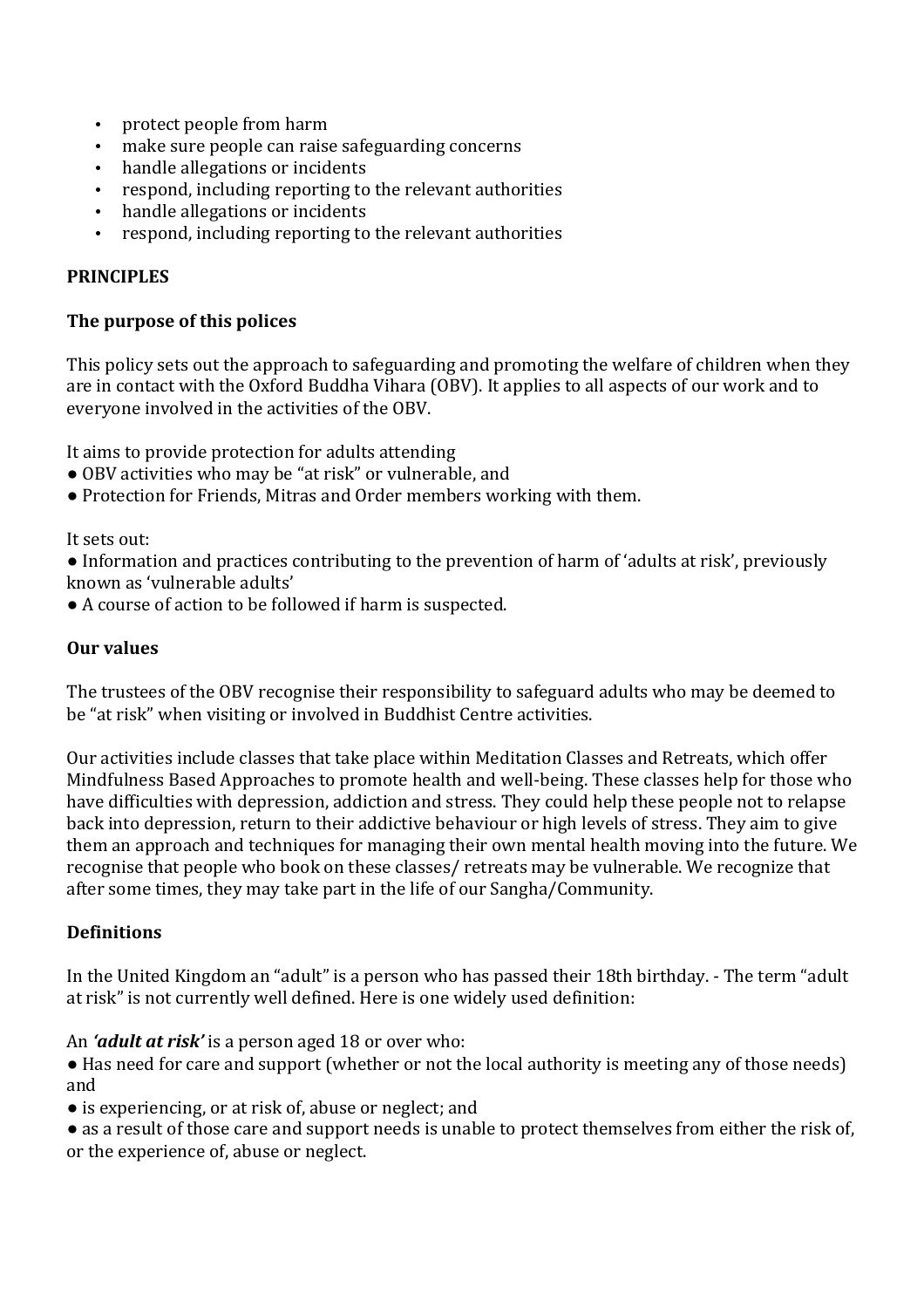- protect people from harm
- make sure people can raise safeguarding concerns
- handle allegations or incidents
- respond, including reporting to the relevant authorities
- handle allegations or incidents
- respond, including reporting to the relevant authorities

**PRINCIPLES**

**The purpose of this polices**

This policy sets out the approach to safeguarding and promoting the welfare of children when they are in contact with the Oxford Buddha Vihara (OBV). It applies to all aspects of our work and to everyone involved in the activities of the OBV.

It aims to provide protection for adults attending

- OBV activities who may be "at risk" or vulnerable, and
- Protection for Friends, Mitras and Order members working with them.

It sets out:

- Information and practices contributing to the prevention of harm of 'adults at risk', previously known as 'vulnerable adults'
- A course of action to be followed if harm is suspected.

**Our values**

The trustees of the OBV recognise their responsibility to safeguard adults who may be deemed to be "at risk" when visiting or involved in Buddhist Centre activities.

Our activities include classes that take place within Meditation Classes and Retreats, which offer Mindfulness Based Approaches to promote health and well-being. These classes help for those who have difficulties with depression, addiction and stress. They could help these people not to relapse back into depression, return to their addictive behaviour or high levels of stress. They aim to give them an approach and techniques for managing their own mental health moving into the future. We recognise that people who book on these classes/ retreats may be vulnerable. We recognize that after some times, they may take part in the life of our Sangha/Community.

**Definitions**

In the United Kingdom an "adult" is a person who has passed their 18th birthday. - The term "adult at risk" is not currently well defined. Here is one widely used definition:

An ***'adult at risk'*** is a person aged 18 or over who:

- Has need for care and support (whether or not the local authority is meeting any of those needs) and
- is experiencing, or at risk of, abuse or neglect; and
- as a result of those care and support needs is unable to protect themselves from either the risk of, or the experience of, abuse or neglect.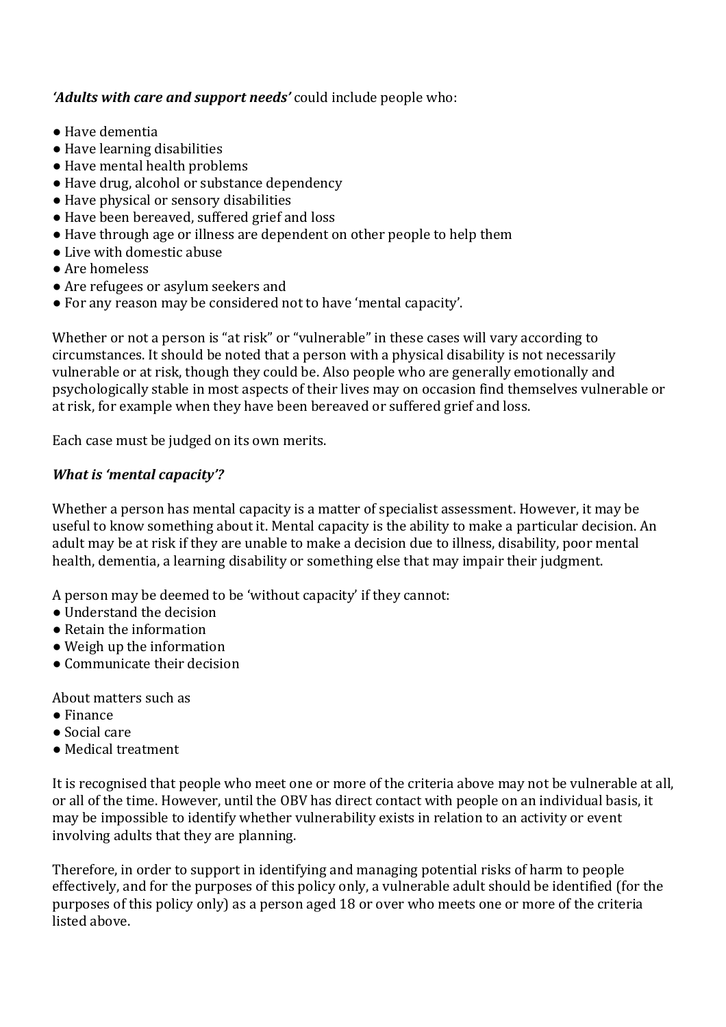***'Adults with care and support needs'*** could include people who:

- Have dementia
- Have learning disabilities
- Have mental health problems
- Have drug, alcohol or substance dependency
- Have physical or sensory disabilities
- Have been bereaved, suffered grief and loss
- Have through age or illness are dependent on other people to help them
- Live with domestic abuse
- Are homeless
- Are refugees or asylum seekers and
- For any reason may be considered not to have 'mental capacity'.

Whether or not a person is "at risk" or "vulnerable" in these cases will vary according to circumstances. It should be noted that a person with a physical disability is not necessarily vulnerable or at risk, though they could be. Also people who are generally emotionally and psychologically stable in most aspects of their lives may on occasion find themselves vulnerable or at risk, for example when they have been bereaved or suffered grief and loss.

Each case must be judged on its own merits.

***What is 'mental capacity'?***

Whether a person has mental capacity is a matter of specialist assessment. However, it may be useful to know something about it. Mental capacity is the ability to make a particular decision. An adult may be at risk if they are unable to make a decision due to illness, disability, poor mental health, dementia, a learning disability or something else that may impair their judgment.

A person may be deemed to be 'without capacity' if they cannot:

- Understand the decision
- Retain the information
- Weigh up the information
- Communicate their decision

About matters such as

- Finance
- Social care
- Medical treatment

It is recognised that people who meet one or more of the criteria above may not be vulnerable at all, or all of the time. However, until the OBV has direct contact with people on an individual basis, it may be impossible to identify whether vulnerability exists in relation to an activity or event involving adults that they are planning.

Therefore, in order to support in identifying and managing potential risks of harm to people effectively, and for the purposes of this policy only, a vulnerable adult should be identified (for the purposes of this policy only) as a person aged 18 or over who meets one or more of the criteria listed above.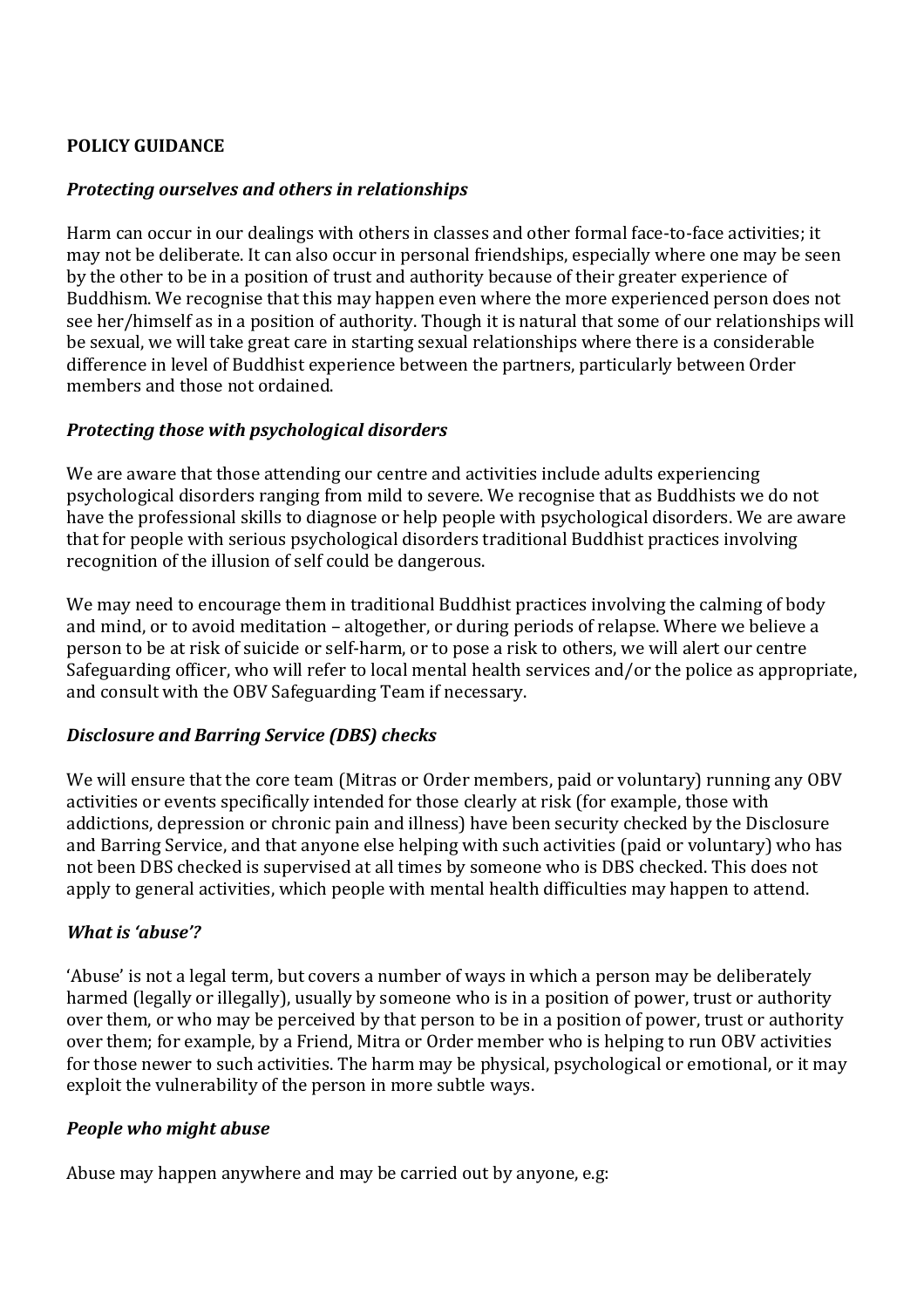**POLICY GUIDANCE**

***Protecting ourselves and others in relationships***

Harm can occur in our dealings with others in classes and other formal face-to-face activities; it may not be deliberate. It can also occur in personal friendships, especially where one may be seen by the other to be in a position of trust and authority because of their greater experience of Buddhism. We recognise that this may happen even where the more experienced person does not see her/himself as in a position of authority. Though it is natural that some of our relationships will be sexual, we will take great care in starting sexual relationships where there is a considerable difference in level of Buddhist experience between the partners, particularly between Order members and those not ordained.

***Protecting those with psychological disorders***

We are aware that those attending our centre and activities include adults experiencing psychological disorders ranging from mild to severe. We recognise that as Buddhists we do not have the professional skills to diagnose or help people with psychological disorders. We are aware that for people with serious psychological disorders traditional Buddhist practices involving recognition of the illusion of self could be dangerous.

We may need to encourage them in traditional Buddhist practices involving the calming of body and mind, or to avoid meditation – altogether, or during periods of relapse. Where we believe a person to be at risk of suicide or self-harm, or to pose a risk to others, we will alert our centre Safeguarding officer, who will refer to local mental health services and/or the police as appropriate, and consult with the OBV Safeguarding Team if necessary.

***Disclosure and Barring Service (DBS) checks***

We will ensure that the core team (Mitras or Order members, paid or voluntary) running any OBV activities or events specifically intended for those clearly at risk (for example, those with addictions, depression or chronic pain and illness) have been security checked by the Disclosure and Barring Service, and that anyone else helping with such activities (paid or voluntary) who has not been DBS checked is supervised at all times by someone who is DBS checked. This does not apply to general activities, which people with mental health difficulties may happen to attend.

***What is 'abuse'?***

'Abuse' is not a legal term, but covers a number of ways in which a person may be deliberately harmed (legally or illegally), usually by someone who is in a position of power, trust or authority over them, or who may be perceived by that person to be in a position of power, trust or authority over them; for example, by a Friend, Mitra or Order member who is helping to run OBV activities for those newer to such activities. The harm may be physical, psychological or emotional, or it may exploit the vulnerability of the person in more subtle ways.

***People who might abuse***

Abuse may happen anywhere and may be carried out by anyone, e.g: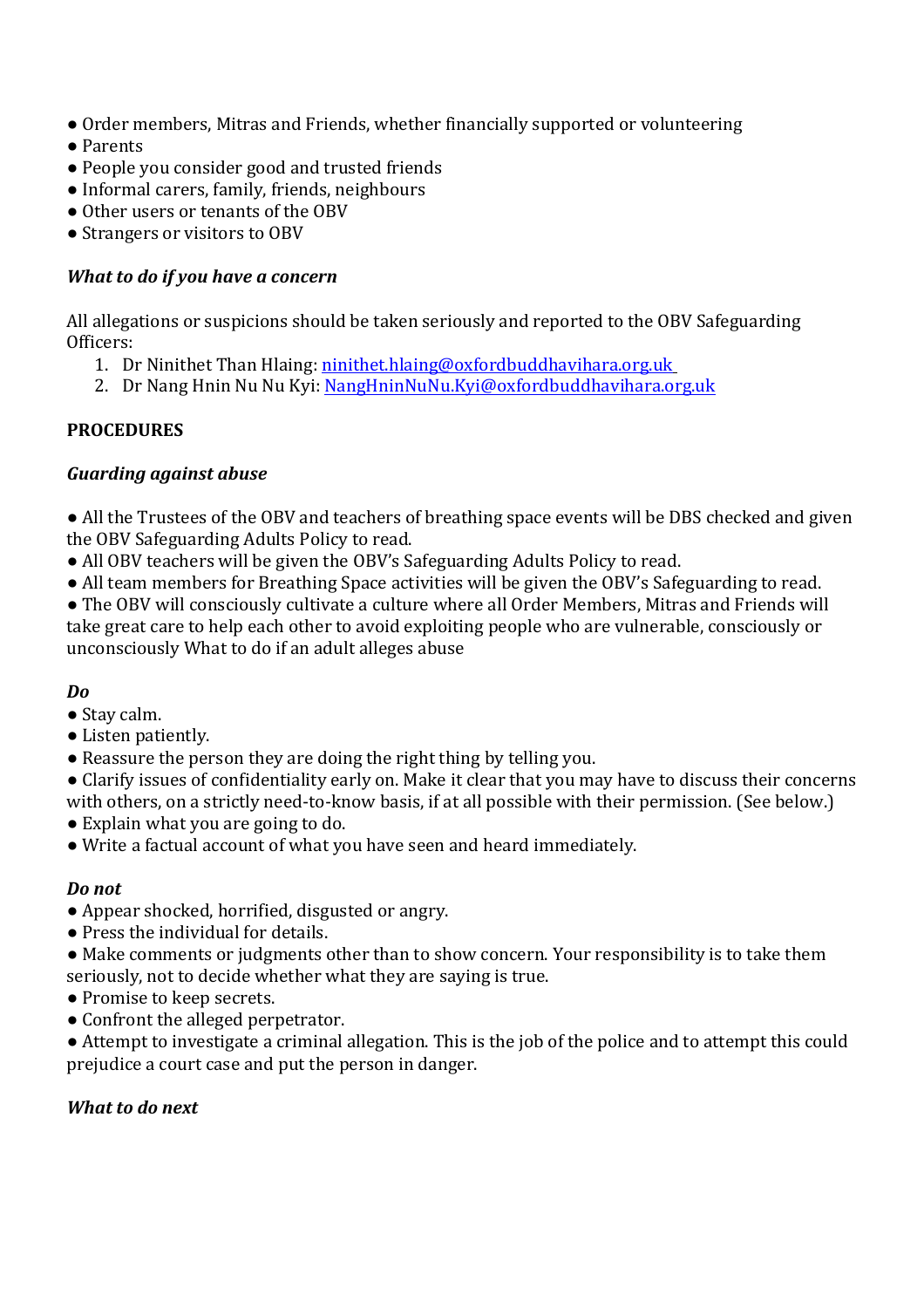- Order members, Mitras and Friends, whether financially supported or volunteering
- Parents
- People you consider good and trusted friends
- Informal carers, family, friends, neighbours
- Other users or tenants of the OBV
- Strangers or visitors to OBV

***What to do if you have a concern***

All allegations or suspicions should be taken seriously and reported to the OBV Safeguarding Officers:

1. Dr Ninithet Than Hlaing: [ninithet.hlaing@oxfordbuddhavihara.org.uk](mailto:ninithet.hlaing@oxfordbuddhavihara.org.uk)
2. Dr Nang Hnin Nu Nu Kyi: [NangHninNuNu.Kyi@oxfordbuddhavihara.org.uk](mailto:NangHninNuNu.Kyi@oxfordbuddhavihara.org.uk)

**PROCEDURES**

***Guarding against abuse***

- All the Trustees of the OBV and teachers of breathing space events will be DBS checked and given the OBV Safeguarding Adults Policy to read.
- All OBV teachers will be given the OBV's Safeguarding Adults Policy to read.
- All team members for Breathing Space activities will be given the OBV's Safeguarding to read.
- The OBV will consciously cultivate a culture where all Order Members, Mitras and Friends will take great care to help each other to avoid exploiting people who are vulnerable, consciously or unconsciously What to do if an adult alleges abuse

***Do***

- Stay calm.
- Listen patiently.
- Reassure the person they are doing the right thing by telling you.
- Clarify issues of confidentiality early on. Make it clear that you may have to discuss their concerns with others, on a strictly need-to-know basis, if at all possible with their permission. (See below.)
- Explain what you are going to do.
- Write a factual account of what you have seen and heard immediately.

***Do not***

- Appear shocked, horrified, disgusted or angry.
- Press the individual for details.
- Make comments or judgments other than to show concern. Your responsibility is to take them seriously, not to decide whether what they are saying is true.
- Promise to keep secrets.
- Confront the alleged perpetrator.
- Attempt to investigate a criminal allegation. This is the job of the police and to attempt this could prejudice a court case and put the person in danger.

***What to do next***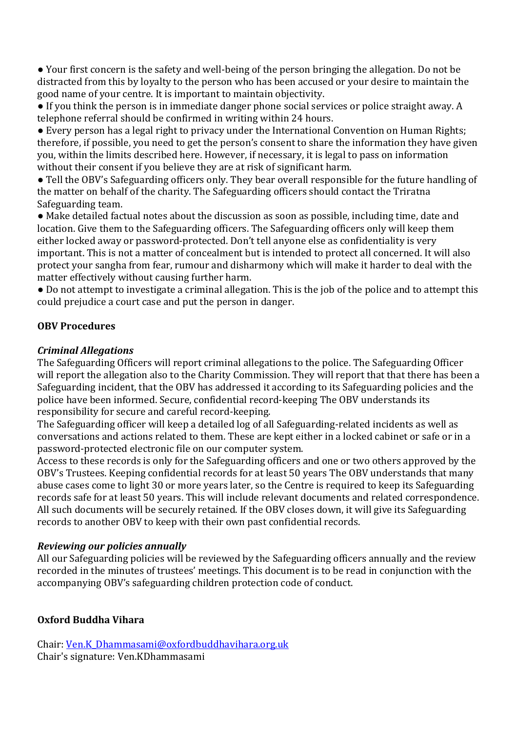- Your first concern is the safety and well-being of the person bringing the allegation. Do not be distracted from this by loyalty to the person who has been accused or your desire to maintain the good name of your centre. It is important to maintain objectivity.
- If you think the person is in immediate danger phone social services or police straight away. A telephone referral should be confirmed in writing within 24 hours.
- Every person has a legal right to privacy under the International Convention on Human Rights; therefore, if possible, you need to get the person's consent to share the information they have given you, within the limits described here. However, if necessary, it is legal to pass on information without their consent if you believe they are at risk of significant harm.
- Tell the OBV's Safeguarding officers only. They bear overall responsible for the future handling of the matter on behalf of the charity. The Safeguarding officers should contact the Triratna Safeguarding team.
- Make detailed factual notes about the discussion as soon as possible, including time, date and location. Give them to the Safeguarding officers. The Safeguarding officers only will keep them either locked away or password-protected. Don't tell anyone else as confidentiality is very important. This is not a matter of concealment but is intended to protect all concerned. It will also protect your sangha from fear, rumour and disharmony which will make it harder to deal with the matter effectively without causing further harm.
- Do not attempt to investigate a criminal allegation. This is the job of the police and to attempt this could prejudice a court case and put the person in danger.

**OBV Procedures**

***Criminal Allegations***

The Safeguarding Officers will report criminal allegations to the police. The Safeguarding Officer will report the allegation also to the Charity Commission. They will report that that there has been a Safeguarding incident, that the OBV has addressed it according to its Safeguarding policies and the police have been informed. Secure, confidential record-keeping The OBV understands its responsibility for secure and careful record-keeping.

The Safeguarding officer will keep a detailed log of all Safeguarding-related incidents as well as conversations and actions related to them. These are kept either in a locked cabinet or safe or in a password-protected electronic file on our computer system.

Access to these records is only for the Safeguarding officers and one or two others approved by the OBV's Trustees. Keeping confidential records for at least 50 years The OBV understands that many abuse cases come to light 30 or more years later, so the Centre is required to keep its Safeguarding records safe for at least 50 years. This will include relevant documents and related correspondence. All such documents will be securely retained. If the OBV closes down, it will give its Safeguarding records to another OBV to keep with their own past confidential records.

***Reviewing our policies annually***

All our Safeguarding policies will be reviewed by the Safeguarding officers annually and the review recorded in the minutes of trustees' meetings. This document is to be read in conjunction with the accompanying OBV's safeguarding children protection code of conduct.

**Oxford Buddha Vihara**

Chair: Ven.K_Dhammasami@oxfordbuddhavihara.org.uk
Chair's signature: Ven.KDhammasami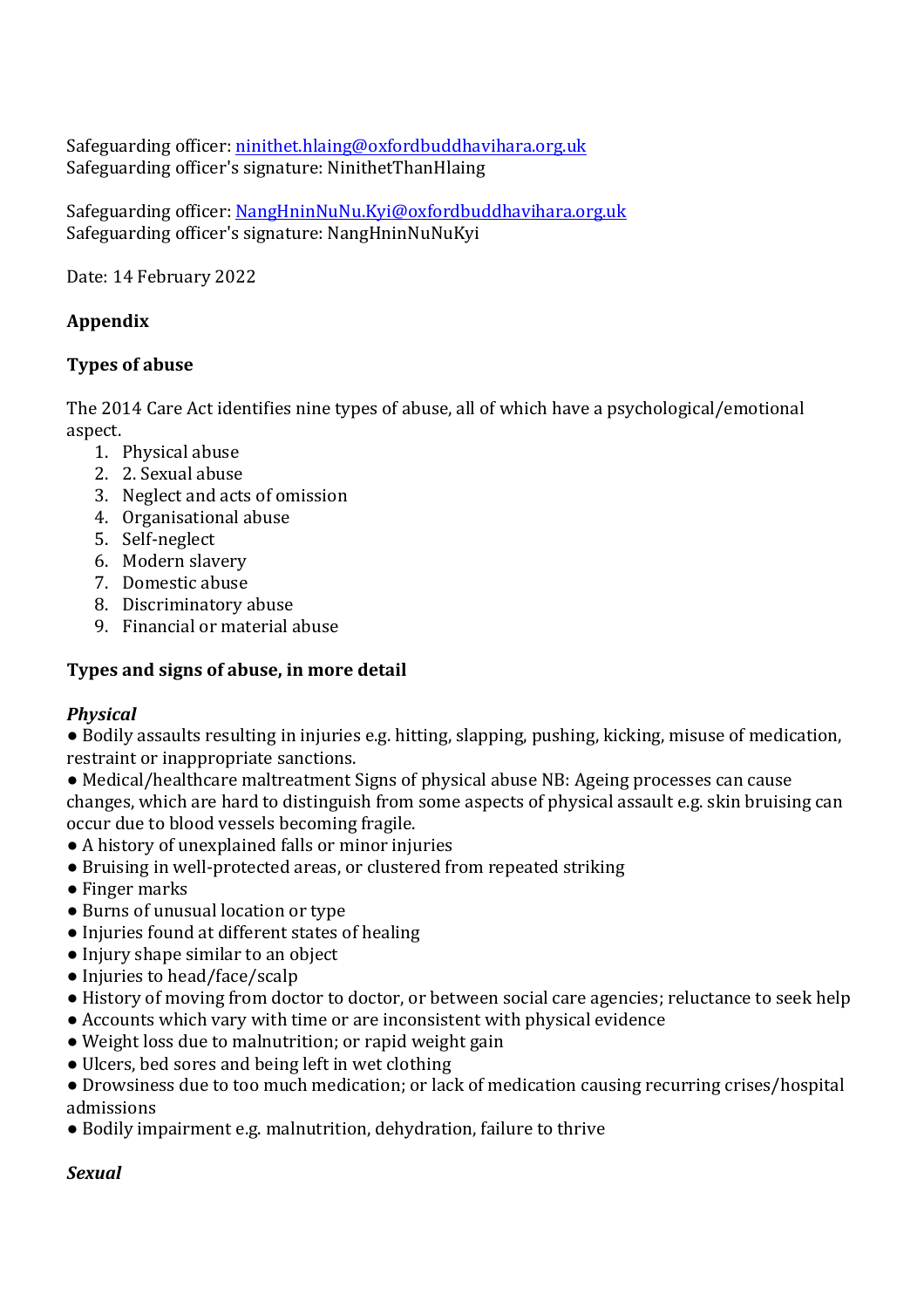Safeguarding officer: [ninithet.hlaing@oxfordbuddhavihara.org.uk](mailto:ninithet.hlaing@oxfordbuddhavihara.org.uk)
Safeguarding officer's signature: NinithetThanHlaing

Safeguarding officer: [NangHninNuNu.Kyi@oxfordbuddhavihara.org.uk](mailto:NangHninNuNu.Kyi@oxfordbuddhavihara.org.uk)
Safeguarding officer's signature: NangHninNuNuKyi

Date: 14 February 2022

**Appendix**

**Types of abuse**

The 2014 Care Act identifies nine types of abuse, all of which have a psychological/emotional aspect.

1. Physical abuse
2. 2. Sexual abuse
3. Neglect and acts of omission
4. Organisational abuse
5. Self-neglect
6. Modern slavery
7. Domestic abuse
8. Discriminatory abuse
9. Financial or material abuse

**Types and signs of abuse, in more detail**

***Physical***

- Bodily assaults resulting in injuries e.g. hitting, slapping, pushing, kicking, misuse of medication, restraint or inappropriate sanctions.
- Medical/healthcare maltreatment Signs of physical abuse NB: Ageing processes can cause changes, which are hard to distinguish from some aspects of physical assault e.g. skin bruising can occur due to blood vessels becoming fragile.
- A history of unexplained falls or minor injuries
- Bruising in well-protected areas, or clustered from repeated striking
- Finger marks
- Burns of unusual location or type
- Injuries found at different states of healing
- Injury shape similar to an object
- Injuries to head/face/scalp
- History of moving from doctor to doctor, or between social care agencies; reluctance to seek help
- Accounts which vary with time or are inconsistent with physical evidence
- Weight loss due to malnutrition; or rapid weight gain
- Ulcers, bed sores and being left in wet clothing
- Drowsiness due to too much medication; or lack of medication causing recurring crises/hospital admissions
- Bodily impairment e.g. malnutrition, dehydration, failure to thrive

***Sexual***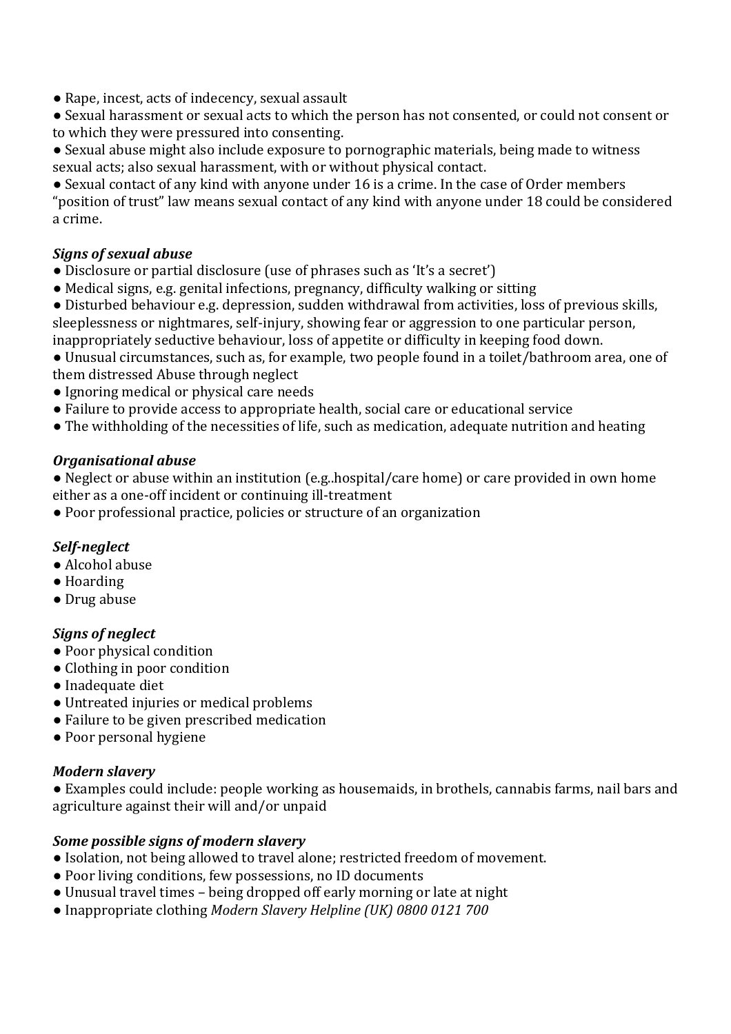- Rape, incest, acts of indecency, sexual assault
- Sexual harassment or sexual acts to which the person has not consented, or could not consent or to which they were pressured into consenting.
- Sexual abuse might also include exposure to pornographic materials, being made to witness sexual acts; also sexual harassment, with or without physical contact.
- Sexual contact of any kind with anyone under 16 is a crime. In the case of Order members "position of trust" law means sexual contact of any kind with anyone under 18 could be considered a crime.

***Signs of sexual abuse***

- Disclosure or partial disclosure (use of phrases such as 'It's a secret')
- Medical signs, e.g. genital infections, pregnancy, difficulty walking or sitting
- Disturbed behaviour e.g. depression, sudden withdrawal from activities, loss of previous skills, sleeplessness or nightmares, self-injury, showing fear or aggression to one particular person, inappropriately seductive behaviour, loss of appetite or difficulty in keeping food down.
- Unusual circumstances, such as, for example, two people found in a toilet/bathroom area, one of them distressed Abuse through neglect
- Ignoring medical or physical care needs
- Failure to provide access to appropriate health, social care or educational service
- The withholding of the necessities of life, such as medication, adequate nutrition and heating

***Organisational abuse***

- Neglect or abuse within an institution (e.g..hospital/care home) or care provided in own home either as a one-off incident or continuing ill-treatment
- Poor professional practice, policies or structure of an organization

***Self-neglect***

- Alcohol abuse
- Hoarding
- Drug abuse

***Signs of neglect***

- Poor physical condition
- Clothing in poor condition
- Inadequate diet
- Untreated injuries or medical problems
- Failure to be given prescribed medication
- Poor personal hygiene

***Modern slavery***

- Examples could include: people working as housemaids, in brothels, cannabis farms, nail bars and agriculture against their will and/or unpaid

***Some possible signs of modern slavery***

- Isolation, not being allowed to travel alone; restricted freedom of movement.
- Poor living conditions, few possessions, no ID documents
- Unusual travel times – being dropped off early morning or late at night
- Inappropriate clothing *Modern Slavery Helpline (UK) 0800 0121 700*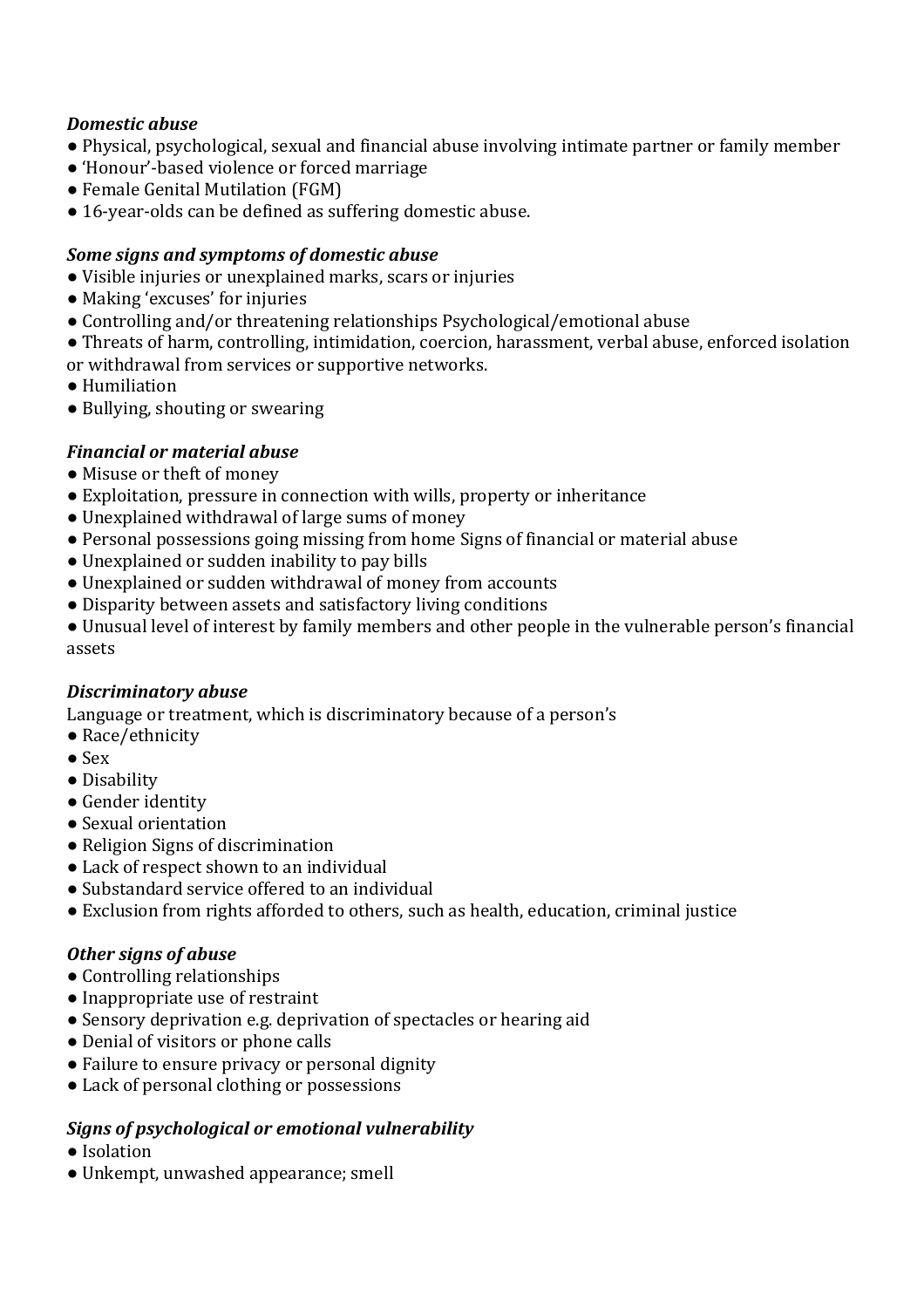***Domestic abuse***

- Physical, psychological, sexual and financial abuse involving intimate partner or family member
- 'Honour'-based violence or forced marriage
- Female Genital Mutilation (FGM)
- 16-year-olds can be defined as suffering domestic abuse.

***Some signs and symptoms of domestic abuse***

- Visible injuries or unexplained marks, scars or injuries
- Making 'excuses' for injuries
- Controlling and/or threatening relationships Psychological/emotional abuse
- Threats of harm, controlling, intimidation, coercion, harassment, verbal abuse, enforced isolation or withdrawal from services or supportive networks.
- Humiliation
- Bullying, shouting or swearing

***Financial or material abuse***

- Misuse or theft of money
- Exploitation, pressure in connection with wills, property or inheritance
- Unexplained withdrawal of large sums of money
- Personal possessions going missing from home Signs of financial or material abuse
- Unexplained or sudden inability to pay bills
- Unexplained or sudden withdrawal of money from accounts
- Disparity between assets and satisfactory living conditions
- Unusual level of interest by family members and other people in the vulnerable person's financial assets

***Discriminatory abuse***

Language or treatment, which is discriminatory because of a person's

- Race/ethnicity
- Sex
- Disability
- Gender identity
- Sexual orientation
- Religion Signs of discrimination
- Lack of respect shown to an individual
- Substandard service offered to an individual
- Exclusion from rights afforded to others, such as health, education, criminal justice

***Other signs of abuse***

- Controlling relationships
- Inappropriate use of restraint
- Sensory deprivation e.g. deprivation of spectacles or hearing aid
- Denial of visitors or phone calls
- Failure to ensure privacy or personal dignity
- Lack of personal clothing or possessions

***Signs of psychological or emotional vulnerability***

- Isolation
- Unkempt, unwashed appearance; smell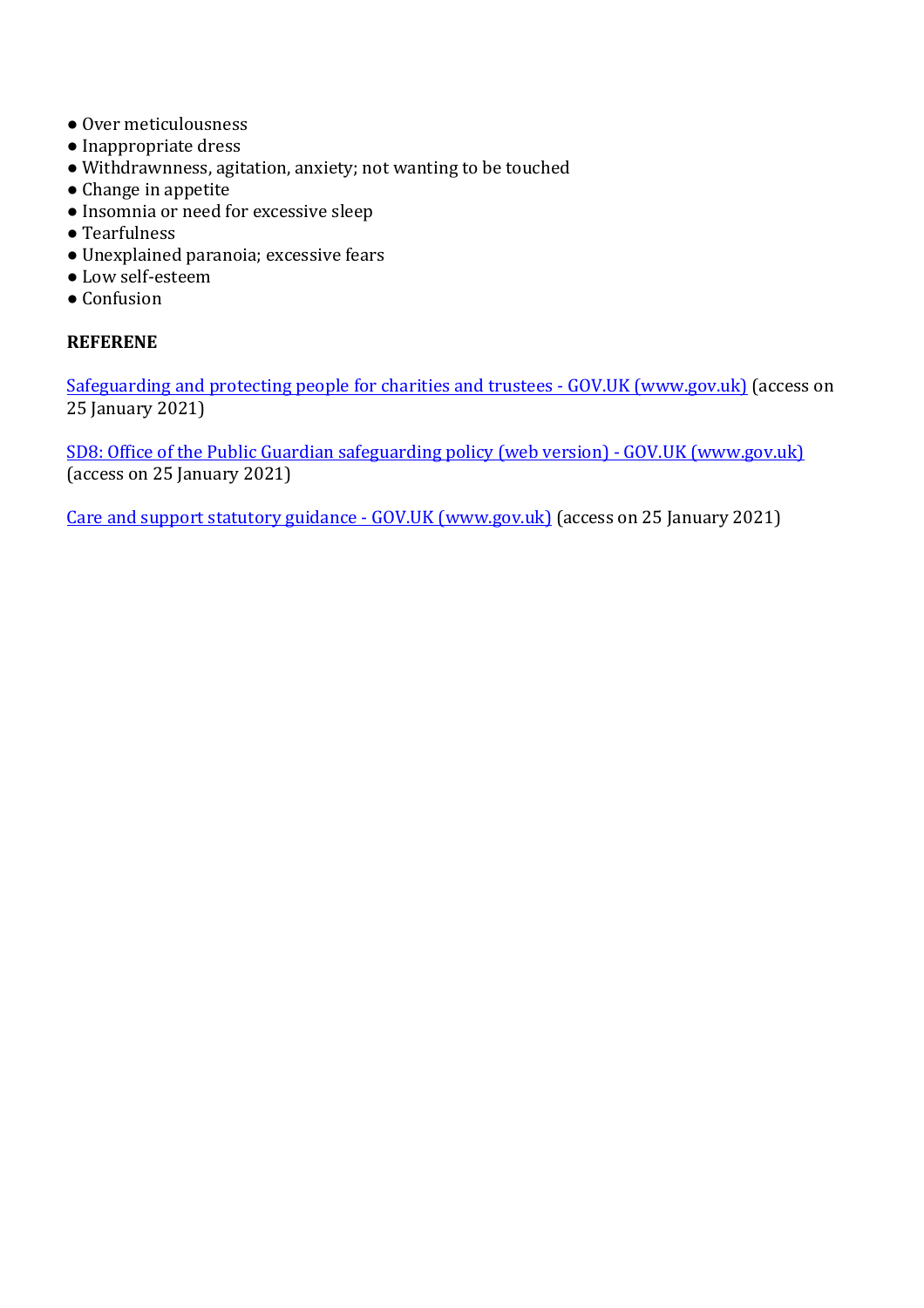- Over meticulousness
- Inappropriate dress
- Withdrawnness, agitation, anxiety; not wanting to be touched
- Change in appetite
- Insomnia or need for excessive sleep
- Tearfulness
- Unexplained paranoia; excessive fears
- Low self-esteem
- Confusion

**REFERENE**

Safeguarding and protecting people for charities and trustees - GOV.UK (www.gov.uk) (access on 25 January 2021)

SD8: Office of the Public Guardian safeguarding policy (web version) - GOV.UK (www.gov.uk) (access on 25 January 2021)

Care and support statutory guidance - GOV.UK (www.gov.uk) (access on 25 January 2021)